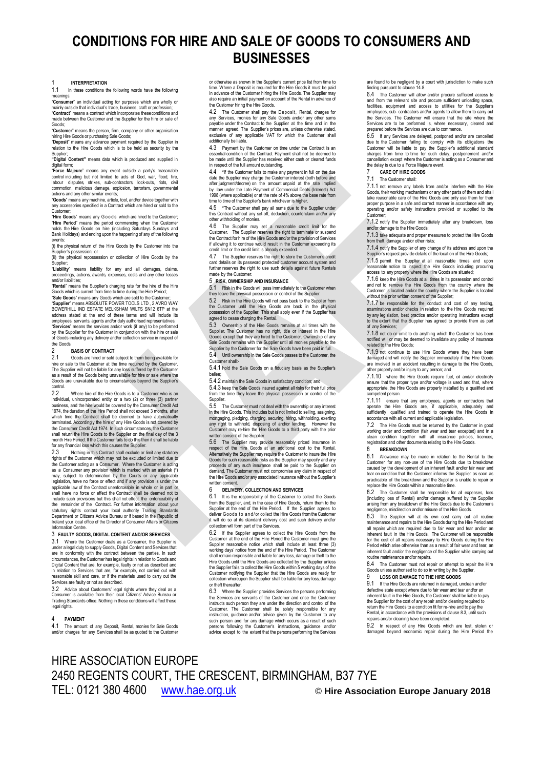# CONDITIONS FOR HIRE AND SALE OF GOODS TO CONSUMERS AND BUSINESSES

## 1 INTERPRETATION

1.1 In these conditions the following words have the following meanings:

"**Consumer**" an individual acting for purposes which are wholly or mainly outside that individual's trade, business, craft or profession;

"**Contract**" means a contract which incorporates these conditions and made between the Customer and the Supplier for the hire or sale of Goods;

"**Customer**" means the person, firm, company or other organisation hiring Hire Goods or purchasing Sale Goods;

"**Deposit**" means any advance payment required by the Supplier in relation to the Hire Goods which is to be held as security by the Supplier;

"**Digital Content**" means data which is produced and supplied in digital form;

"**Force Majeure**" means any event outside a party's reasonable control including but not limited to acts of God, war, flood, fire, labour disputes, strikes, sub-contractors, lock-outs, riots, civil commotion, malicious damage, explosion, terrorism, governmental actions and any other similar events;

"**Goods**" means any machine, article, tool, and/or device together with any accessories specified in a Contract which are hired or sold to the Customer;

"**Hire Goods**" means any Goods which are hired to the Customer;

"**Hire Period**" means the period commencing when the Customer holds the Hire Goods on hire (including Saturdays Sundays and Bank Holidays) and ending upon the happening of any of the following events:

(i) the physical return of the Hire Goods by the Customer into the Supplier's possession; or

(ii) the physical repossession or collection of Hire Goods by the Supplier;

"**Liability**" means liability for any and all damages, claims, proceedings, actions, awards, expenses, costs and any other losses and/or liabilities;

"**Rental**" means the Supplier's charging rate for the hire of the Hire Goods which is current from time to time during the Hire Period;

"**Sale Goods**" means any Goods which are sold to the Customer;

"**Supplier**" means ABSOLUTE POWER TOOLS LTD , 2 AVRO WAY BOWERHILL IND ESTATE MELKSHAM WILTS SN12 6TP at the address stated at the end of these terms and will include its employees, servants, agents and/or duly authorised representatives;

"**Services**" means the services and/or work (if any) to be performed by the Supplier for the Customer in conjunction with the hire or sale of Goods including any delivery and/or collection service in respect of the Goods.

## 2 BASIS OF CONTRACT

2.1 Goods are hired or sold subject to them being available for hire or sale to the Customer at the time required by the Customer. The Supplier will not be liable for any loss suffered by the Customer as a result of the Goods being unavailable for hire or sale where the Goods are unavailable due to circumstances beyond the Supplier's control.

2.2 Where hire of the Hire Goods is to a Customer who is an individual, unincorporated entity or a two (2) or three (3) partner business, and the hire would be covered by the Consumer Credit Act 1974, the duration of the Hire Period shall not exceed 3 months, after which time the Contract shall be deemed to have automatically terminated. Accordingly the hire of any Hire Goods is not covered by the Consumer Credit Act 1974. In such circumstances, the Customer shall return the Hire Goods to the Supplier on the final day of the 3 month Hire Period. If the Customer fails to do this then it shall be liable for any financial loss which this causes the Supplier.

2.3 Nothing in this Contract shall exclude or limit any statutory rights of the Customer which may not be excluded or limited due to the Customer acting as a Consumer. Where the Customer is acting as a Consumer any provision which is marked with an asterisk (*) may, subject to determination by the Courts or any applicable legislation, have no force or effect and if any provision is under the applicable law of the Contract unenforceable in whole or in part or shall have no force or effect the Contract shall be deemed not to include such provisions but this shall not effect the enforceability of the remainder of the Contract. For further information about your statutory rights contact your local authority Trading Standards Department or Citizens Advice Bureau or if based in the Republic of Ireland your local office of the Director of Consumer Affairs or Citizens Information Centre.

## 3 FAULTY GOODS, DIGITAL CONTENT AND/OR SERVICES

3.1 Where the Customer deals as a Consumer, the Supplier is under a legal duty to supply Goods, Digital Content and Services that are in conformity with the contract between the parties. In such circumstances, the Customer has legal rights in relation to Goods and Digital Content that are, for example, faulty or not as described and in relation to Services that are, for example, not carried out with reasonable skill and care, or if the materials used to carry out the Services are faulty or not as described.

3.2 Advice about Customers' legal rights where they deal as a Consumer is available from their local Citizens' Advice Bureau or Trading Standards office. Nothing in these conditions will affect these legal rights.

## 4 PAYMENT

4.1 The amount of any Deposit, Rental, monies for Sale Goods and/or charges for any Services shall be as quoted to the Customer or otherwise as shown in the Supplier's current price list from time to time. Where a Deposit is required for the Hire Goods it must be paid in advance of the Customer hiring the Hire Goods. The Supplier may also require an initial payment on account of the Rental in advance of the Customer hiring the Hire Goods.

4.2 The Customer shall pay the Deposit, Rental, charges for any Services, monies for any Sale Goods and/or any other sums payable under the Contract to the Supplier at the time and in the manner agreed. The Supplier's prices are, unless otherwise stated, exclusive of any applicable VAT for which the Customer shall additionally be liable.

4.3 Payment by the Customer on time under the Contract is an essential condition of the Contract. Payment shall not be deemed to be made until the Supplier has received either cash or cleared funds in respect of the full amount outstanding.

4.4 *If the Customer fails to make any payment in full on the due date the Supplier may charge the Customer interest (both before and after judgment/decree) on the amount unpaid at the rate implied by law under the Late Payment of Commercial Debts (Interest) Act 1998 (where applicable) or at the rate of 4% above the base rate from time to time of the Supplier's bank whichever is higher.

4.5 *The Customer shall pay all sums due to the Supplier under this Contract without any set-off, deduction, counterclaim and/or any other withholding of monies.

4.6 The Supplier may set a reasonable credit limit for the Customer. The Supplier reserves the right to terminate or suspend the Contract for hire of the Hire Goods and/or the provision of Services if allowing it to continue would result in the Customer exceeding its credit limit or the credit limit is already exceeded.

4.7 The Supplier reserves the right to store the Customer's credit card details on its password protected customer account system and further reserves the right to use such details against future Rentals made by the Customer.

## 5 RISK, OWNERSHIP AND INSURANCE

5.1 Risk in the Goods will pass immediately to the Customer when they leave the physical possession or control of the Supplier.

5.2 Risk in the Hire Goods will not pass back to the Supplier from the Customer until the Hire Goods are back in the physical possession of the Supplier. This shall apply even if the Supplier has agreed to cease charging the Rental.

5.3 Ownership of the Hire Goods remains at all times with the Supplier. The Customer has no right, title or interest in the Hire Goods except that they are hired to the Customer. Ownership of any Sale Goods remains with the Supplier until all monies payable to the Supplier by the Customer for the Sale Goods have been paid in full.

5.4 Until ownership in the Sale Goods passes to the Customer, the Customer shall:-

5.4.1 hold the Sale Goods on a fiduciary basis as the Supplier's bailee;

5.4.2 maintain the Sale Goods in satisfactory condition; and

5.4.3 keep the Sale Goods insured against all risks for their full price from the time they leave the physical possession or control of the Supplier.

5.5 The Customer must not deal with the ownership or any interest in the Hire Goods. This includes but is not limited to selling, assigning, mortgaging, pledging, charging, securing, hiring, withholding, exerting any right to withhold, disposing of and/or lending. However the Customer may re-hire the Hire Goods to a third party with the prior written consent of the Supplier.

5.6 The Supplier may provide reasonably priced insurance in respect of the Hire Goods at an additional cost to the Rental. Alternatively the Supplier may require the Customer to insure the Hire Goods for such reasonable risks as the Supplier may specify and any proceeds of any such insurance shall be paid to the Supplier on demand. The Customer must not compromise any claim in respect of the Hire Goods and/or any associated insurance without the Supplier's written consent.

## 6 DELIVERY, COLLECTION AND SERVICES

6.1 It is the responsibility of the Customer to collect the Goods from the Supplier, and, in the case of Hire Goods, return them to the Supplier at the end of the Hire Period. If the Supplier agrees to deliver Goods to and/or collect the Hire Goods from the Customer it will do so at its standard delivery cost and such delivery and/or collection will form part of the Services.

6.2 If the Supplier agrees to collect the Hire Goods from the Customer at the end of the Hire Period the Customer must give the Supplier reasonable notice which shall include at least three (3) working days' notice from the end of the Hire Period. The Customer shall remain responsible and liable for any loss, damage or theft to the Hire Goods until the Hire Goods are collected by the Supplier unless the Supplier fails to collect the Hire Goods within 5 working days of the Customer notifying the Supplier that the Hire Goods are ready for collection whereupon the Supplier shall be liable for any loss, damage or theft thereafter.

6.3 Where the Supplier provides Services the persons performing the Services are servants of the Customer and once the Customer instructs such person they are under the direction and control of the Customer. The Customer shall be solely responsible for any instruction, guidance and/or advice given by the Customer to any such person and for any damage which occurs as a result of such persons following the Customer's instructions, guidance and/or advice except to the extent that the persons performing the Services are found to be negligent by a court with jurisdiction to make such finding pursuant to clause 14.8.

6.4 The Customer will allow and/or procure sufficient access to and from the relevant site and procure sufficient unloading space, facilities, equipment and access to utilities for the Supplier's employees, sub- contractors and/or agents to allow them to carry out the Services. The Customer will ensure that the site where the Services are to be performed is, where necessary, cleared and prepared before the Services are due to commence.

6.5 If any Services are delayed, postponed and/or are cancelled due to the Customer failing to comply with its obligations the Customer will be liable to pay the Supplier's additional standard charges from time to time for such delay, postponement and/or cancellation except where the Customer is acting as a Consumer and the delay is due to a Force Majeure event.

## 7 CARE OF HIRE GOODS

7.1 The Customer shall:

7.1.1 not remove any labels from and/or interfere with the Hire Goods, their working mechanisms or any other parts of them and shall take reasonable care of the Hire Goods and only use them for their proper purpose in a safe and correct manner in accordance with any operating and/or safety instructions provided or supplied to the Customer;

7.1.2 notify the Supplier immediately after any breakdown, loss and/or damage to the Hire Goods;

7.1.3 take adequate and proper measures to protect the Hire Goods from theft, damage and/or other risks;

7.1.4 notify the Supplier of any change of its address and upon the Supplier's request provide details of the location of the Hire Goods;

7.1.5 permit the Supplier at all reasonable times and upon reasonable notice to inspect the Hire Goods including procuring access to any property where the Hire Goods are situated;

7.1.6 keep the Hire Goods at all times in its possession and control and not to remove the Hire Goods from the country where the Customer is located and/or the country where the Supplier is located without the prior written consent of the Supplier;

7.1.7 be responsible for the conduct and cost of any testing, examinations and/or checks in relation to the Hire Goods required by any legislation, best practice and/or operating instructions except to the extent that the Supplier has agreed to provide them as part of any Services;

7.1.8 not do or omit to do anything which the Customer has been notified will or may be deemed to invalidate any policy of insurance related to the Hire Goods;

7.1.9 not continue to use Hire Goods where they have been damaged and will notify the Supplier immediately if the Hire Goods are involved in an accident resulting in damage to the Hire Goods, other property and/or injury to any person; and

7.1.10 where the Hire Goods require fuel, oil and/or electricity ensure that the proper type and/or voltage is used and that, where appropriate, the Hire Goods are properly installed by a qualified and competent person.

7.1.11 ensure that any employees, agents or contractors that operate the Hire Goods are, if applicable, adequately and sufficiently qualified and trained to operate the Hire Goods in accordance with all current and applicable legislation.

7.2 The Hire Goods must be returned by the Customer in good working order and condition (fair wear and tear excepted) and in a clean condition together with all insurance policies, licences, registration and other documents relating to the Hire Goods.

## 8 BREAKDOWN

8.1 Allowance may be made in relation to the Rental to the Customer for any non-use of the Hire Goods due to breakdown caused by the development of an inherent fault and/or fair wear and tear on condition that the Customer informs the Supplier as soon as practicable of the breakdown and the Supplier is unable to repair or replace the Hire Goods within a reasonable time.

8.2 The Customer shall be responsible for all expenses, loss (including loss of Rental) and/or damage suffered by the Supplier arising from any breakdown of the Hire Goods due to the Customer's negligence, misdirection and/or misuse of the Hire Goods.

8.3 The Supplier will at its own cost carry out all routine maintenance and repairs to the Hire Goods during the Hire Period and all repairs which are required due to fair wear and tear and/or an inherent fault in the Hire Goods. The Customer will be responsible for the cost of all repairs necessary to Hire Goods during the Hire Period which arise otherwise than as a result of fair wear and tear, an inherent fault and/or the negligence of the Supplier while carrying out routine maintenance and/or repairs.

8.4 The Customer must not repair or attempt to repair the Hire Goods unless authorised to do so in writing by the Supplier.

## 9 LOSS OR DAMAGE TO THE HIRE GOODS

9.1 If the Hire Goods are returned in damaged, unclean and/or defective state except where due to fair wear and tear and/or an inherent fault in the Hire Goods, the Customer shall be liable to pay the Supplier for the cost of any repair and/or cleaning required to return the Hire Goods to a condition fit for re-hire and to pay the Rental, in accordance with the provisions of clause 8.3, until such repairs and/or cleaning have been completed.

9.2 In respect of any Hire Goods which are lost, stolen or damaged beyond economic repair during the Hire Period the

HIRE ASSOCIATION EUROPE
2450 REGENTS COURT, THE CRESCENT, BIRMINGHAM, B37 7YE
TEL: 0121 380 4600 www.hae.org.uk © **Hire Association Europe January 2018**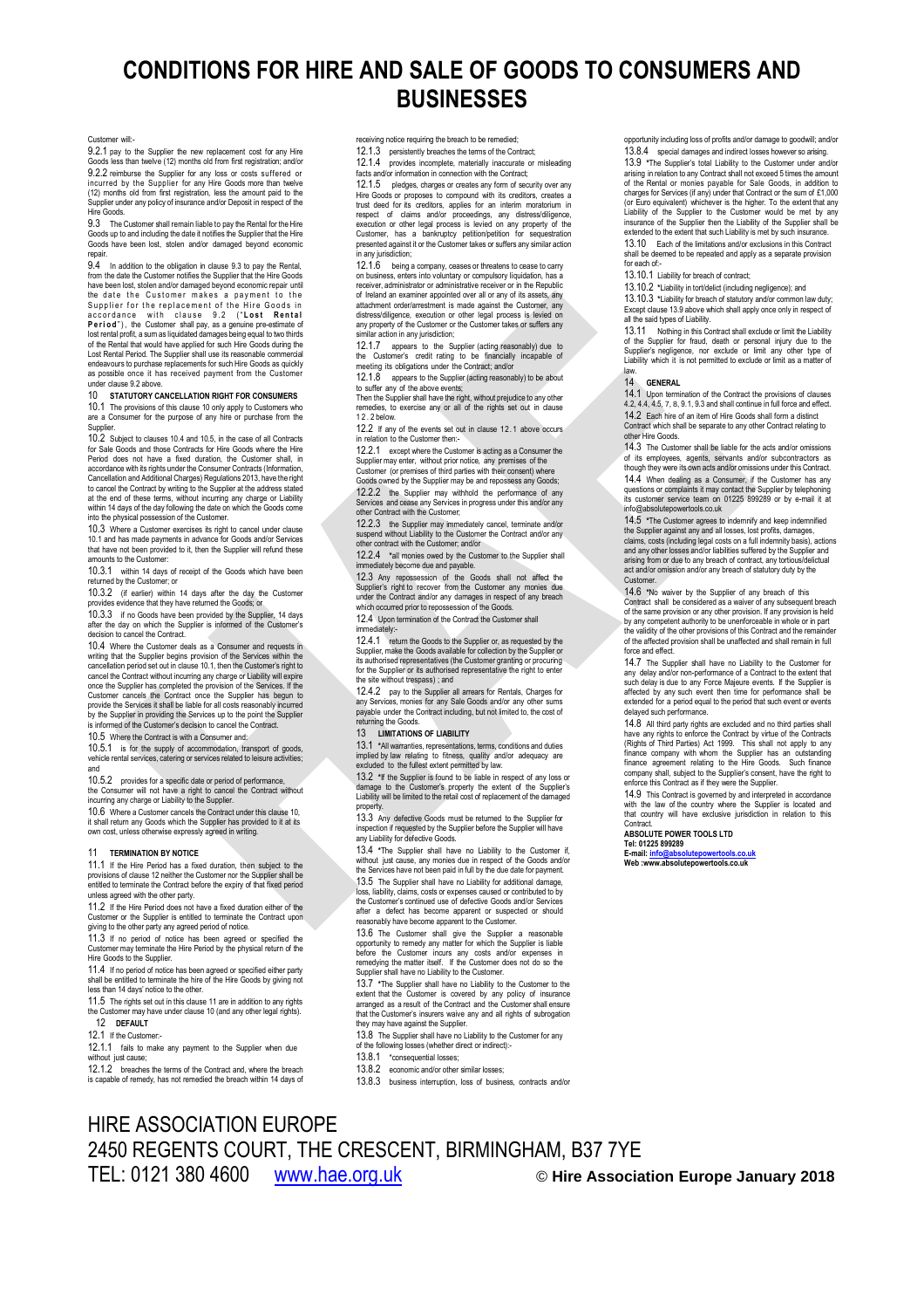# CONDITIONS FOR HIRE AND SALE OF GOODS TO CONSUMERS AND BUSINESSES

Customer will:-

9.2.1 pay to the Supplier the new replacement cost for any Hire Goods less than twelve (12) months old from first registration; and/or

9.2.2 reimburse the Supplier for any loss or costs suffered or incurred by the Supplier for any Hire Goods more than twelve (12) months old from first registration, less the amount paid to the Supplier under any policy of insurance and/or Deposit in respect of the Hire Goods.

9.3 The Customer shall remain liable to pay the Rental for the Hire Goods up to and including the date it notifies the Supplier that the Hire Goods have been lost, stolen and/or damaged beyond economic repair.

9.4 In addition to the obligation in clause 9.3 to pay the Rental, from the date the Customer notifies the Supplier that the Hire Goods have been lost, stolen and/or damaged beyond economic repair until the date the Customer makes a payment to the Supplier for the replacement of the Hire Goods in accordance with clause 9.2 ("**Lost Rental Period**"), the Customer shall pay, as a genuine pre-estimate of lost rental profit, a sum as liquidated damages being equal to two thirds of the Rental that would have applied for such Hire Goods during the Lost Rental Period. The Supplier shall use its reasonable commercial endeavours to purchase replacements for such Hire Goods as quickly as possible once it has received payment from the Customer under clause 9.2 above.

## 10 STATUTORY CANCELLATION RIGHT FOR CONSUMERS

10.1 The provisions of this clause 10 only apply to Customers who are a Consumer for the purpose of any hire or purchase from the Supplier.

10.2 Subject to clauses 10.4 and 10.5, in the case of all Contracts for Sale Goods and those Contracts for Hire Goods where the Hire Period does not have a fixed duration, the Customer shall, in accordance with its rights under the Consumer Contracts (Information, Cancellation and Additional Charges) Regulations 2013, have the right to cancel the Contract by writing to the Supplier at the address stated at the end of these terms, without incurring any charge or Liability within 14 days of the day following the date on which the Goods come into the physical possession of the Customer.

10.3 Where a Customer exercises its right to cancel under clause 10.1 and has made payments in advance for Goods and/or Services that have not been provided to it, then the Supplier will refund these amounts to the Customer:

10.3.1 within 14 days of receipt of the Goods which have been returned by the Customer; or

10.3.2 (if earlier) within 14 days after the day the Customer provides evidence that they have returned the Goods; or

10.3.3 if no Goods have been provided by the Supplier, 14 days after the day on which the Supplier is informed of the Customer's decision to cancel the Contract.

10.4 Where the Customer deals as a Consumer and requests in writing that the Supplier begins provision of the Services within the cancellation period set out in clause 10.1, then the Customer's right to cancel the Contract without incurring any charge or Liability will expire once the Supplier has completed the provision of the Services. If the Customer cancels the Contract once the Supplier has begun to provide the Services it shall be liable for all costs reasonably incurred by the Supplier in providing the Services up to the point the Supplier is informed of the Customer's decision to cancel the Contract.

10.5 Where the Contract is with a Consumer and:

10.5.1 is for the supply of accommodation, transport of goods, vehicle rental services, catering or services related to leisure activities; and

10.5.2 provides for a specific date or period of performance, the Consumer will not have a right to cancel the Contract without incurring any charge or Liability to the Supplier.

10.6 Where a Customer cancels the Contract under this clause 10, it shall return any Goods which the Supplier has provided to it at its own cost, unless otherwise expressly agreed in writing.

## 11 TERMINATION BY NOTICE

11.1 If the Hire Period has a fixed duration, then subject to the provisions of clause 12 neither the Customer nor the Supplier shall be entitled to terminate the Contract before the expiry of that fixed period unless agreed with the other party.

11.2 If the Hire Period does not have a fixed duration either of the Customer or the Supplier is entitled to terminate the Contract upon giving to the other party any agreed period of notice.

11.3 If no period of notice has been agreed or specified the Customer may terminate the Hire Period by the physical return of the Hire Goods to the Supplier.

11.4 If no period of notice has been agreed or specified either party shall be entitled to terminate the hire of the Hire Goods by giving not less than 14 days' notice to the other.

11.5 The rights set out in this clause 11 are in addition to any rights the Customer may have under clause 10 (and any other legal rights).

## 12 DEFAULT

12.1 If the Customer:-

12.1.1 fails to make any payment to the Supplier when due without just cause;

12.1.2 breaches the terms of the Contract and, where the breach is capable of remedy, has not remedied the breach within 14 days of receiving notice requiring the breach to be remedied;

12.1.3 persistently breaches the terms of the Contract;

12.1.4 provides incomplete, materially inaccurate or misleading facts and/or information in connection with the Contract;

12.1.5 pledges, charges or creates any form of security over any Hire Goods or proposes to compound with its creditors, creates a trust deed for its creditors, applies for an interim moratorium in respect of claims and/or proceedings, any distress/diligence, execution or other legal process is levied on any property of the Customer, has a bankruptcy petition/petition for sequestration presented against it or the Customer takes or suffers any similar action in any jurisdiction;

12.1.6 being a company, ceases or threatens to cease to carry on business, enters into voluntary or compulsory liquidation, has a receiver, administrator or administrative receiver or in the Republic of Ireland an examiner appointed over all or any of its assets, any attachment order/arrestment is made against the Customer, any distress/diligence, execution or other legal process is levied on any property of the Customer or the Customer takes or suffers any similar action in any jurisdiction;

12.1.7 appears to the Supplier (acting reasonably) due to the Customer's credit rating to be financially incapable of meeting its obligations under the Contract; and/or

12.1.8 appears to the Supplier (acting reasonably) to be about to suffer any of the above events;

Then the Supplier shall have the right, without prejudice to any other remedies, to exercise any or all of the rights set out in clause 12.2 below.

12.2 If any of the events set out in clause 12.1 above occurs in relation to the Customer then:-

12.2.1 except where the Customer is acting as a Consumer the Supplier may enter, without prior notice, any premises of the Customer (or premises of third parties with their consent) where Goods owned by the Supplier may be and repossess any Goods;

12.2.2 the Supplier may withhold the performance of any Services and cease any Services in progress under this and/or any other Contract with the Customer;

12.2.3 the Supplier may immediately cancel, terminate and/or suspend without Liability to the Customer the Contract and/or any other contract with the Customer; and/or

12.2.4 *all monies owed by the Customer to the Supplier shall immediately become due and payable.

12.3 Any repossession of the Goods shall not affect the Supplier's right to recover from the Customer any monies due under the Contract and/or any damages in respect of any breach which occurred prior to repossession of the Goods.

12.4 Upon termination of the Contract the Customer shall immediately:-

12.4.1 return the Goods to the Supplier or, as requested by the Supplier, make the Goods available for collection by the Supplier or its authorised representatives (the Customer granting or procuring for the Supplier or its authorised representative the right to enter the site without trespass) ; and

12.4.2 pay to the Supplier all arrears for Rentals, Charges for any Services, monies for any Sale Goods and/or any other sums payable under the Contract including, but not limited to, the cost of returning the Goods.

## 13 LIMITATIONS OF LIABILITY

13.1 *All warranties, representations, terms, conditions and duties implied by law relating to fitness, quality and/or adequacy are excluded to the fullest extent permitted by law.

13.2 *If the Supplier is found to be liable in respect of any loss or damage to the Customer's property the extent of the Supplier's Liability will be limited to the retail cost of replacement of the damaged property.

13.3 Any defective Goods must be returned to the Supplier for inspection if requested by the Supplier before the Supplier will have any Liability for defective Goods.

13.4 *The Supplier shall have no Liability to the Customer if, without just cause, any monies due in respect of the Goods and/or the Services have not been paid in full by the due date for payment.

13.5 The Supplier shall have no Liability for additional damage, loss, liability, claims, costs or expenses caused or contributed to by the Customer's continued use of defective Goods and/or Services after a defect has become apparent or suspected or should reasonably have become apparent to the Customer.

13.6 The Customer shall give the Supplier a reasonable opportunity to remedy any matter for which the Supplier is liable before the Customer incurs any costs and/or expenses in remedying the matter itself. If the Customer does not do so the Supplier shall have no Liability to the Customer.

13.7 *The Supplier shall have no Liability to the Customer to the extent that the Customer is covered by any policy of insurance arranged as a result of the Contract and the Customer shall ensure that the Customer's insurers waive any and all rights of subrogation they may have against the Supplier.

13.8 The Supplier shall have no Liability to the Customer for any of the following losses (whether direct or indirect):-

13.8.1 *consequential losses;

13.8.2 economic and/or other similar losses;

13.8.3 business interruption, loss of business, contracts and/or opportunity including loss of profits and/or damage to goodwill; and/or

13.8.4 special damages and indirect losses however so arising.

13.9 *The Supplier's total Liability to the Customer under and/or arising in relation to any Contract shall not exceed 5 times the amount of the Rental or monies payable for Sale Goods, in addition to charges for Services (if any) under that Contract or the sum of £1,000 (or Euro equivalent) whichever is the higher. To the extent that any Liability of the Supplier to the Customer would be met by any insurance of the Supplier then the Liability of the Supplier shall be extended to the extent that such Liability is met by such insurance.

13.10 Each of the limitations and/or exclusions in this Contract shall be deemed to be repeated and apply as a separate provision for each of:-

13.10.1 Liability for breach of contract;

13.10.2 *Liability in tort/delict (including negligence); and

13.10.3 *Liability for breach of statutory and/or common law duty; Except clause 13.9 above which shall apply once only in respect of all the said types of Liability.

13.11 Nothing in this Contract shall exclude or limit the Liability of the Supplier for fraud, death or personal injury due to the Supplier's negligence, nor exclude or limit any other type of Liability which it is not permitted to exclude or limit as a matter of law.

## 14 GENERAL

14.1 Upon termination of the Contract the provisions of clauses 4.2, 4.4, 4.5, 7, 8, 9.1, 9.3 and shall continue in full force and effect.

14.2 Each hire of an item of Hire Goods shall form a distinct Contract which shall be separate to any other Contract relating to other Hire Goods.

14.3 The Customer shall be liable for the acts and/or omissions of its employees, agents, servants and/or subcontractors as though they were its own acts and/or omissions under this Contract.

14.4 When dealing as a Consumer, if the Customer has any questions or complaints it may contact the Supplier by telephoning its customer service team on 01225 899289 or by e-mail it at info@absolutepowertools.co.uk

14.5 *The Customer agrees to indemnify and keep indemnified the Supplier against any and all losses, lost profits, damages, claims, costs (including legal costs on a full indemnity basis), actions and any other losses and/or liabilities suffered by the Supplier and arising from or due to any breach of contract, any tortious/delictual act and/or omission and/or any breach of statutory duty by the Customer.

14.6 *No waiver by the Supplier of any breach of this Contract shall be considered as a waiver of any subsequent breach of the same provision or any other provision. If any provision is held by any competent authority to be unenforceable in whole or in part the validity of the other provisions of this Contract and the remainder of the affected provision shall be unaffected and shall remain in full force and effect.

14.7 The Supplier shall have no Liability to the Customer for any delay and/or non-performance of a Contract to the extent that such delay is due to any Force Majeure events. If the Supplier is affected by any such event then time for performance shall be extended for a period equal to the period that such event or events delayed such performance.

14.8 All third party rights are excluded and no third parties shall have any rights to enforce the Contract by virtue of the Contracts (Rights of Third Parties) Act 1999. This shall not apply to any finance company with whom the Supplier has an outstanding finance agreement relating to the Hire Goods. Such finance company shall, subject to the Supplier's consent, have the right to enforce this Contract as if they were the Supplier.

14.9 This Contract is governed by and interpreted in accordance with the law of the country where the Supplier is located and that country will have exclusive jurisdiction in relation to this Contract.

**ABSOLUTE POWER TOOLS LTD**
**Tel: 01225 899289**
**E-mail: info@absolutepowertools.co.uk**
**Web :www.absolutepowertools.co.uk**

HIRE ASSOCIATION EUROPE
2450 REGENTS COURT, THE CRESCENT, BIRMINGHAM, B37 7YE
TEL: 0121 380 4600 www.hae.org.uk © **Hire Association Europe January 2018**